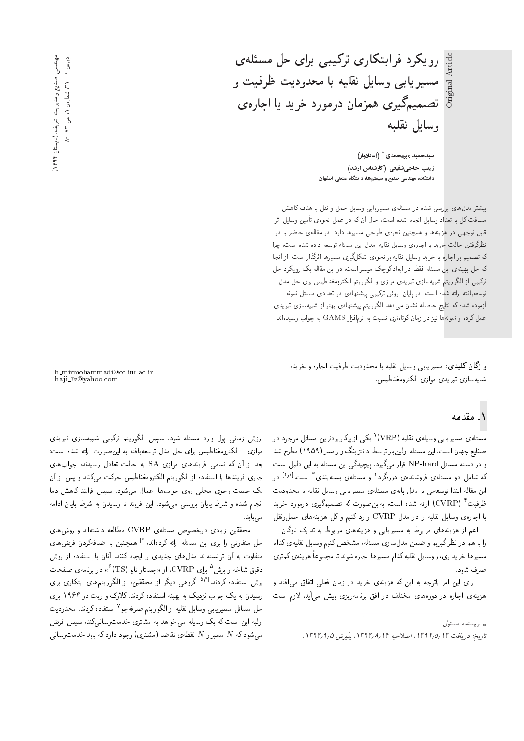# رویکرد فراابتکاری ترکیبی برای حل مسئله‌ی مسیریابی وسایل نقلیه با محدودیت ظرفیت و تصمیم‌گیری همزمان درمورد خرید یا اجاره‌ی وسایل نقلیه

**سیدحمید میرمحمدی** * **(استادیار)**
**زینب حاجی‌شفیعی (کارشناس ارشد)**
**دانشکده‌ی مهندسی صنایع و سیستم‌ها، دانشگاه صنعتی اصفهان**

بیشتر مدل‌های بررسی شده در مسئله‌ی مسیریابی وسایل حمل و نقل با هدف کاهش مسافت کل یا تعداد وسایل انجام شده است، حال آن که در عمل نحوه‌ی تأمین وسایل اثر قابل توجهی در هزینه‌ها و همچنین نحوه‌ی طراحی مسیرها دارد. در مقاله‌ی حاضر با در نظرگرفتن حالت خرید یا اجاره‌ی وسایل نقلیه، مدل این مسئله توسعه داده شده است، چرا که تصمیم بر اجاره یا خرید وسایل نقلیه بر نحوه‌ی شکل‌گیری مسیرها اثرگذار است. از آنجا که حل بهینه‌ی این مسئله فقط در ابعاد کوچک میسر است، در این مقاله یک رویکرد حل ترکیبی از الگوریتم شبیه‌سازی تبریدی موازی و الگوریتم الکترومغناطیس برای حل مدل توسعه‌یافته ارائه شده است. در پایان، روش ترکیبی پیشنهادی در تعدادی مسائل نمونه آزموده شده که نتایج حاصله نشان می‌دهد الگوریتم پیشنهادی بهتر از شبیه‌سازی تبریدی عمل کرده و نمونه‌ها نیز در زمان کوتاه‌تری نسبت به نرم‌افزار GAMS به جواب رسیده‌اند.

**واژگان کلیدی:** مسیریابی وسایل نقلیه با محدودیت ظرفیت اجاره و خرید، شبیه‌سازی تبریدی موازی الکترومغناطیس.

h_mirmohammadi@cc.iut.ac.ir
haji_7z@yahoo.com

## ۱. مقدمه

مسئله‌ی مسیریابی وسیله‌ی نقلیه (VRP)[1] یکی از پرکاربردترین مسائل موجود در صنایع جهان است. این مسئله اولین‌بار توسط دانتزینگ و رامسر (۱۹۵۹) مطرح شد و در دسته مسائل NP-hard قرار می‌گیرد. پیچیدگی این مسئله به این دلیل است که شامل دو مسئله‌ی فروشنده‌ی دوره‌گرد[2] و مسئله‌ی بسته‌بندی[3] است.[1و2] در این مقاله ابتدا توسعه‌یی بر مدل پایه‌ی مسئله‌ی مسیریابی وسایل نقلیه با محدودیت ظرفیت[4] (CVRP) ارائه شده است، به‌این‌صورت که تصمیم‌گیری درمورد خرید یا اجاره‌ی وسایل نقلیه را در مدل CVRP وارد کنیم و کل هزینه‌های حمل‌ونقل ــ اعم از هزینه‌های مربوط به مسیریابی و هزینه‌های مربوط به تدارک ناوگان ــ را با هم در نظرگیریم و ضمن مدل‌سازی مسئله، مشخص کنیم وسایل نقلیه‌ی کدام مسیرها خریداری، و وسایل نقلیه کدام مسیرها اجاره شوند تا مجموعاً هزینه‌ی کم‌تری صرف شود.

برای این امر باتوجه به این که هزینه‌ی خرید در زمان فعلی اتفاق می‌افتد و هزینه‌ی اجاره در دوره‌های مختلف در افق برنامه‌ریزی پیش می‌آید، لازم است ارزش زمانی پول وارد مسئله شود. سپس الگوریتم ترکیبی شبیه‌سازی تبریدی موازی ــ الکترومغناطیس برای حل مدل توسعه‌یافته، به این‌صورت ارائه شده است: بعد از آن که تمامی فرایندهای موازی SA به حالت تعادل رسیدند، جواب‌های جاری فرایندها با استفاده از الگوریتم الکترومغناطیس حرکت می‌کنند و پس از آن یک جست وجوی محلی روی جواب‌ها اعمال می‌شود. سپس فرایند کاهش دما انجام شده و شرط پایان بررسی می‌شود. این فرایند تا رسیدن به شرط پایان ادامه می‌یابد.

محققین زیادی درخصوص مسئله‌ی CVRP مطالعه داشته‌اند و روش‌های حل متفاوتی را برای این مسئله ارائه کرده‌اند،[3] همچنین با اضافه‌کردن فرض‌های متفاوت به آن توانسته‌اند مدل‌های جدیدی را ایجاد کنند. آنان با استفاده از روش دقیق شاخه و برش[5] برای CVRP، از «جستار تابو (TS)[6]» در برنامه‌ی صفحات برش استفاده کردند.[4و5] گروهی دیگر از محققین، از الگوریتم‌های ابتکاری برای رسیدن به یک جواب نزدیک به بهینه استفاده کردند. کلارک و رایت در ۱۹۶۴ برای حل مسائل مسیریابی وسایل نقلیه از الگوریتم صرفه‌جو[7] استفاده کردند. محدودیت اولیه این است که یک وسیله می‌خواهد به مشتری خدمت‌رسانی کند، سپس فرض می‌شود که $N$ مسیر و $N$ نقطه‌ی تقاضا (مشتری) وجود دارد که باید خدمت‌رسانی

\* نویسنده مسئول

تاریخ: دریافت ۱۳۹۲/۵/۱۳، اصلاحیه ۱۳۹۲/۸/۱۴، پذیرش ۱۳۹۲/۹/۵.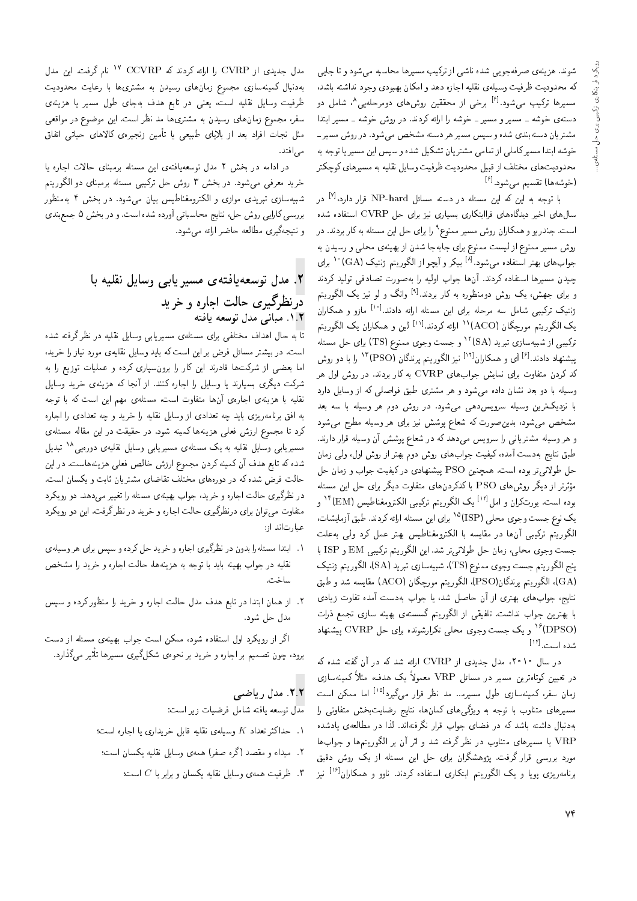شوند. هزینه‌ی صرفه‌جویی شده ناشی از ترکیب مسیرها محاسبه می‌شود و تا جایی که محدودیت ظرفیت وسیله‌ی نقلیه اجازه دهد و امکان بهبودی وجود نداشته باشد، مسیرها ترکیب می‌شوند.[6] برخی از محققین روش‌های دومرحله‌یی[8]، شامل دو دسته‌ی خوشه ـ مسیر و مسیر ـ خوشه را ارائه کردند. در روش خوشه ـ مسیر ابتدا مشتریان دسته‌بندی شده و سپس مسیر هر دسته مشخص می‌شود. در روش مسیر ـ خوشه ابتدا مسیر کاملی از تمامی مشتریان تشکیل شده و سپس این مسیر با توجه به محدودیت‌های مختلف از قبیل محدودیت ظرفیت وسایل نقلیه به مسیرهای کوچک‌تر (خوشه‌ها) تقسیم می‌شود.[6]

با توجه به این که این مسئله در دسته مسائل NP-hard قرار دارد،[7] در سال‌های اخیر دیدگاه‌های فراابتکاری بسیاری نیز برای حل CVRP استفاده شده است. جندریو و همکاران روش مسیر ممنوع[9] را برای حل این مسئله به کار بردند. در روش مسیر ممنوع از لیست ممنوع برای جابه‌جا شدن از بهینه‌ی محلی و رسیدن به جواب‌های بهتر استفاده می‌شود.[8] بیکر و آیچو از الگوریتم ژنتیک (GA)[10] برای چیدن مسیرها استفاده کردند. آن‌ها جواب اولیه را به‌صورت تصادفی تولید کردند و برای جهش، یک روش دومنظوره به کار بردند.[9] وانگ و لو نیز یک الگوریتم ژنتیک ترکیبی شامل سه مرحله برای این مسئله ارائه دادند.[10] مازو و همکاران یک الگوریتم مورچگان (ACO)[11] ارائه کردند.[11] لین و همکاران یک الگوریتم ترکیبی از شبیه‌سازی تبرید (SA)[12] و جست‌وجوی ممنوع (TS) برای حل مسئله پیشنهاد دادند.[6] آی و همکاران[12] نیز الگوریتم پرندگان (PSO)[13] را با دو روش کد کردن متفاوت برای نمایش جواب‌های CVRP به کار بردند. در روش اول هر وسیله با دو بعد نشان داده می‌شود و هر مشتری طبق فواصلی که از وسایل دارد با نزدیک‌ترین وسیله سرویس‌دهی می‌شود. در روش دوم هر وسیله با سه بعد مشخص می‌شود، بدین‌صورت که شعاع پوشش نیز برای هر وسیله مطرح می‌شود و هر وسیله مشتریانی را سرویس می‌دهد که در شعاع پوشش آن وسیله قرار دارند. طبق نتایج به‌دست آمده، کیفیت جواب‌های روش دوم بهتر از روش اول، ولی زمان حل طولانی‌تر بوده است. همچنین PSO پیشنهادی در کیفیت جواب و زمان حل مؤثرتر از دیگر روش‌های PSO با کدکردن‌های متفاوت دیگر برای حل این مسئله بوده است. یورتکران و امل[13] یک الگوریتم ترکیبی الکترومغناطیس (EM)[14] و یک نوع جست‌وجوی محلی (ISP)[15] برای این مسئله ارائه کردند. طبق آزمایشات، الگوریتم ترکیبی آن‌ها در مقایسه با الکترومغناطیس بهتر عمل کرد ولی به‌علت جست‌وجوی محلی، زمان حل طولانی‌تر شد. این الگوریتم ترکیبی EM و ISP با پنج الگوریتم جست‌وجوی ممنوع (TS)، شبیه‌سازی تبرید (SA)، الگوریتم ژنتیک (GA)، الگوریتم پرندگان(PSO)، الگوریتم مورچگان (ACO) مقایسه شد و طبق نتایج، جواب‌های بهتری از آن حاصل شد، یا جواب به‌دست آمده تفاوت زیادی با بهترین جواب نداشت. تلفیقی از الگوریتم گسسته‌ی بهینه سازی تجمع ذرات (DPSO)[16] و یک جست‌وجوی محلی تکرارشونده برای حل CVRP پیشنهاد شده است.[14]

در سال ۲۰۱۰، مدل جدیدی از CVRP ارائه شد که در آن گفته شده که در تعیین کوتاه‌ترین مسیر در مسائل VRP معمولاً یک هدف، مثلاً کمینه‌سازی زمان سفر، کمینه‌سازی طول مسیر،... مد نظر قرار می‌گیرد[15] اما ممکن است مسیرهای متناوب با توجه به ویژگی‌های کمان‌ها، نتایج رضایت‌بخش متفاوتی را به‌دنبال داشته باشد که در فضای جواب قرار نگرفته‌اند. لذا در مطالعه‌ی یادشده VRP با مسیرهای متناوب در نظر گرفته شد و اثر آن بر الگوریتم‌ها و جواب‌ها مورد بررسی قرار گرفت. پژوهشگران برای حل این مسئله از یک روش دقیق برنامه‌ریزی پویا و یک الگوریتم ابتکاری استفاده کردند. ناوو و همکاران[16] نیز مدل جدیدی از CVRP را ارائه کردند که CCVRP[17] نام گرفت. این مدل به‌دنبال کمینه‌سازی مجموع زمان‌های رسیدن به مشتری‌ها با رعایت محدودیت ظرفیت وسایل نقلیه است، یعنی در تابع هدف به‌جای طول مسیر یا هزینه‌ی سفر، مجموع زمان‌های رسیدن به مشتری‌ها مد نظر است. این موضوع در مواقعی مثل نجات افراد بعد از بلایای طبیعی یا تأمین زنجیره‌ی کالاهای حیاتی اتفاق می‌افتد.

در ادامه در بخش ۲ مدل توسعه‌یافته‌ی این مسئله برمبنای حالات اجاره یا خرید معرفی می‌شود. در بخش ۳ روش حل ترکیبی مسئله برمبنای دو الگوریتم شبیه‌سازی تبریدی موازی و الکترومغناطیس بیان می‌شود. در بخش ۴ به‌منظور بررسی کارایی روش حل، نتایج محاسباتی آورده شده است. و در بخش ۵ جمع‌بندی و نتیجه‌گیری مطالعه حاضر ارائه می‌شود.

## ۲. مدل توسعه‌یافته‌ی مسیریابی وسایل نقلیه با درنظرگیری حالت اجاره و خرید

### ۱.۲. مبانی مدل توسعه یافته

تا به حال اهداف مختلفی برای مسئله‌ی مسیریابی وسایل نقلیه در نظرگرفته شده است. در بیشتر مسائل فرض بر این است که باید وسایل نقلیه‌ی مورد نیاز را خرید، اما بعضی از شرکت‌ها قادرند این کار را برون‌سپاری کرده و عملیات توزیع را به شرکت دیگری بسپارند یا وسایل را اجاره کنند. از آنجا که هزینه‌ی خرید وسایل نقلیه با هزینه‌ی اجاره‌ی آن‌ها متفاوت است، مسئله‌ی مهم این است که با توجه به افق برنامه‌ریزی باید چه تعدادی از وسایل نقلیه را خرید و چه تعدادی را اجاره کرد تا مجموع ارزش فعلی هزینه‌ها کمینه شود. در حقیقت در این مقاله مسئله‌ی مسیریابی وسایل نقلیه به یک مسئله‌ی مسیریابی وسایل نقلیه‌ی دوره‌یی[18] تبدیل شده که تابع هدف آن کمینه کردن مجموع ارزش خالص فعلی هزینه‌هاست. در این حالت فرض شده که در دوره‌های مختلف تقاضای مشتریان ثابت و یکسان است. در نظرگیری حالت اجاره و خرید، جواب بهینه‌ی مسئله را تغییر می‌دهد. دو رویکرد متفاوت می‌توان برای درنظرگیری حالت اجاره و خرید در نظر گرفت. این دو رویکرد عبارت‌اند از:

۱. ابتدا مسئله را بدون در نظرگیری اجاره و خرید حل کرده و سپس برای هر وسیله‌ی نقلیه در جواب بهینه باید با توجه به هزینه‌ها، حالت اجاره و خرید را مشخص ساخت.

۲. از همان ابتدا در تابع هدف مدل حالت اجاره و خرید را منظور کرده و سپس مدل حل شود.

اگر از رویکرد اول استفاده شود، ممکن است جواب بهینه‌ی مسئله از دست برود، چون تصمیم بر اجاره و خرید بر نحوه‌ی شکل‌گیری مسیرها تأثیر می‌گذارد.

### ۲.۲. مدل ریاضی

مدل توسعه یافته شامل فرضیات زیر است:

۱. حداکثر تعداد $K$ وسیله‌ی نقلیه قابل خریداری یا اجاره است؛

۲. مبداء و مقصد (گره صفر) همه‌ی وسایل نقلیه یکسان است؛

۳. ظرفیت همه‌ی وسایل نقلیه یکسان و برابر با $C$ است؛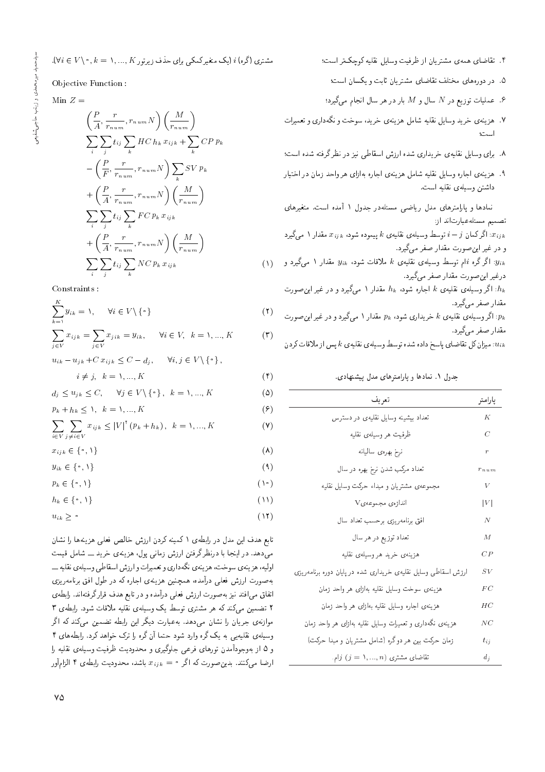۴. تقاضای همه‌ی مشتریان از ظرفیت وسایل نقلیه کوچک‌تر است؛

۵. در دوره‌های مختلف تقاضای مشتریان ثابت و یکسان است؛

۶. عملیات توزیع در $N$ سال و $M$ بار در هر سال انجام می‌گیرد؛

۷. هزینه‌ی خرید وسایل نقلیه شامل هزینه‌ی خرید، سوخت و نگه‌داری و تعمیرات است؛

۸. برای وسایل نقلیه‌ی خریداری شده ارزش اسقاطی نیز در نظرگرفته شده است؛

۹. هزینه‌ی اجاره وسایل نقلیه شامل هزینه‌ی اجاره به‌ازای هر واحد زمان در اختیار داشتن وسیله‌ی نقلیه است.

نمادها و پارامترهای مدل ریاضی مسئله در جدول ۱ آمده است. متغیرهای تصمیم مسئله عبارت‌اند از:

$x_{ijk}$: اگر کمان $i-j$ توسط وسیله‌ی نقلیه‌ی $k$ پیموده شود، $x_{ijk}$ مقدار ۱ می‌گیرد و در غیر این‌صورت مقدار صفر می‌گیرد.

$y_{ik}$: اگر گره $i$ام توسط وسیله‌ی نقلیه‌ی $k$ ملاقات شود، $y_{ik}$ مقدار ۱ می‌گیرد و درغیر این‌صورت مقدار صفر می‌گیرد.

$h_k$: اگر وسیله‌ی نقلیه‌ی $k$ اجاره شود، $h_k$ مقدار ۱ می‌گیرد و در غیر این‌صورت مقدار صفر می‌گیرد.

$p_k$: اگر وسیله‌ی نقلیه‌ی $k$ خریداری شود، $p_k$ مقدار ۱ می‌گیرد و در غیر این‌صورت مقدار صفر می‌گیرد.

$u_{ik}$: میزان کل تقاضای پاسخ داده شده توسط وسیله‌ی نقلیه‌ی $k$ پس از ملاقات کردن مشتری (گره) $i$ (یک متغیر کمکی برای حذف زیرتور $K$ ,...,$k=1$ ,$\forall i \in V\setminus 0$).

جدول ۱. نمادها و پارامترهای مدل پیشنهادی.

| پارامتر | تعریف |
|---|---|
| $K$ | تعداد بیشینه وسایل نقلیه‌ی در دسترس |
| $C$ | ظرفیت هر وسیله‌ی نقلیه |
| $r$ | نرخ بهره‌ی سالیانه |
| $r_{num}$ | تعداد مرکب شدن نرخ بهره در سال |
| $V$ | مجموعه‌ی مشتریان و مبداء حرکت وسایل نقلیه |
| $\|V\|$ | اندازه‌ی مجموعه‌ی V |
| $N$ | افق برنامه‌ریزی برحسب تعداد سال |
| $M$ | تعداد توزیع در هر سال |
| $CP$ | هزینه‌ی خرید هر وسیله‌ی نقلیه |
| $SV$ | ارزش اسقاطی وسایل نقلیه‌ی خریداری شده در پایان دوره برنامه‌ریزی |
| $FC$ | هزینه‌ی سوخت وسایل نقلیه به‌ازای هر واحد زمان |
| $HC$ | هزینه‌ی اجاره وسایل نقلیه به‌ازای هر واحد زمان |
| $NC$ | هزینه‌ی نگه‌داری و تعمیرات وسایل نقلیه به‌ازای هر واحد زمان |
| $t_{ij}$ | زمان حرکت بین هر دوگره (شامل مشتریان و مبدا حرکت) |
| $d_j$ | تقاضای مشتری $(j=1,...,n)$ ‌ام. |

Objective Function:

$$
\begin{aligned}
\text{Min } Z = {} & \left(\frac{P}{A}, \frac{r}{r_{num}}, r_{num}N\right)\left(\frac{M}{r_{num}}\right) \\
& \sum_i \sum_j t_{ij} \sum_k HC\, h_k\, x_{ijk} + \sum_k CP\, p_k \\
& - \left(\frac{P}{F}, \frac{r}{r_{num}}, r_{num}N\right) \sum_k SV\, p_k \\
& + \left(\frac{P}{A}, \frac{r}{r_{num}}, r_{num}N\right)\left(\frac{M}{r_{num}}\right) \\
& \sum_i \sum_j t_{ij} \sum_k FC\, p_k\, x_{ijk} \\
& + \left(\frac{P}{A}, \frac{r}{r_{num}}, r_{num}N\right)\left(\frac{M}{r_{num}}\right) \\
& \sum_i \sum_j t_{ij} \sum_k NC\, p_k\, x_{ijk}
\end{aligned} \tag{1}
$$

Constraints:

$$\sum_{k=1}^{K} y_{ik} = 1, \quad \forall i \in V \setminus \{0\} \tag{2}$$

$$\sum_{j\in V} x_{ijk} = \sum_{j\in V} x_{jik} = y_{ik}, \quad \forall i \in V, \ k = 1, ..., K \tag{3}$$

$$u_{ik} - u_{jk} + C\, x_{ijk} \le C - d_j, \quad \forall i, j \in V \setminus \{0\}, \ i \ne j, \ k = 1, ..., K \tag{4}$$

$$d_j \le u_{jk} \le C, \quad \forall j \in V \setminus \{0\}, \ k = 1, ..., K \tag{5}$$

$$p_k + h_k \le 1, \ k = 1, ..., K \tag{6}$$

$$\sum_{i\in V} \sum_{j\ne i\in V} x_{ijk} \le |V|^2 (p_k + h_k), \ k = 1, ..., K \tag{7}$$

$$x_{ijk} \in \{0, 1\} \tag{8}$$

$$y_{ik} \in \{0, 1\} \tag{9}$$

$$p_k \in \{0, 1\} \tag{10}$$

$$h_k \in \{0, 1\} \tag{11}$$

$$u_{ik} \ge 0 \tag{12}$$

تابع هدف این مدل در رابطه‌ی ۱ کمینه کردن ارزش خالص فعلی هزینه‌ها را نشان می‌دهد. در اینجا با درنظرگرفتن ارزش زمانی پول، هزینه‌ی خرید ــ شامل قیمت اولیه، هزینه‌ی سوخت، هزینه‌ی نگه‌داری و تعمیرات و ارزش اسقاطی وسیله‌ی نقلیه ــ به‌صورت ارزش فعلی درآمده، همچنین هزینه‌ی اجاره که در طول افق برنامه‌ریزی اتفاق می‌افتد نیز به‌صورت ارزش فعلی درآمده و در تابع هدف قرارگرفته‌اند. رابطه‌ی ۲ تضمین می‌کند که هر مشتری توسط یک وسیله‌ی نقلیه ملاقات شود. رابطه‌ی ۳ موازنه‌ی جریان را نشان می‌دهد. به‌عبارت دیگر این رابطه تضمین می‌کند که اگر وسیله‌ی نقلیه‌یی به یک گره وارد شود حتما آن گره را ترک خواهد کرد. رابطه‌های ۴ و ۵ از به‌وجودآمدن تورهای فرعی جلوگیری و محدودیت ظرفیت وسیله‌ی نقلیه را ارضا می‌کنند. بدین‌صورت که اگر $x_{ijk} = 0$ باشد، محدودیت رابطه‌ی ۴ الزام‌آور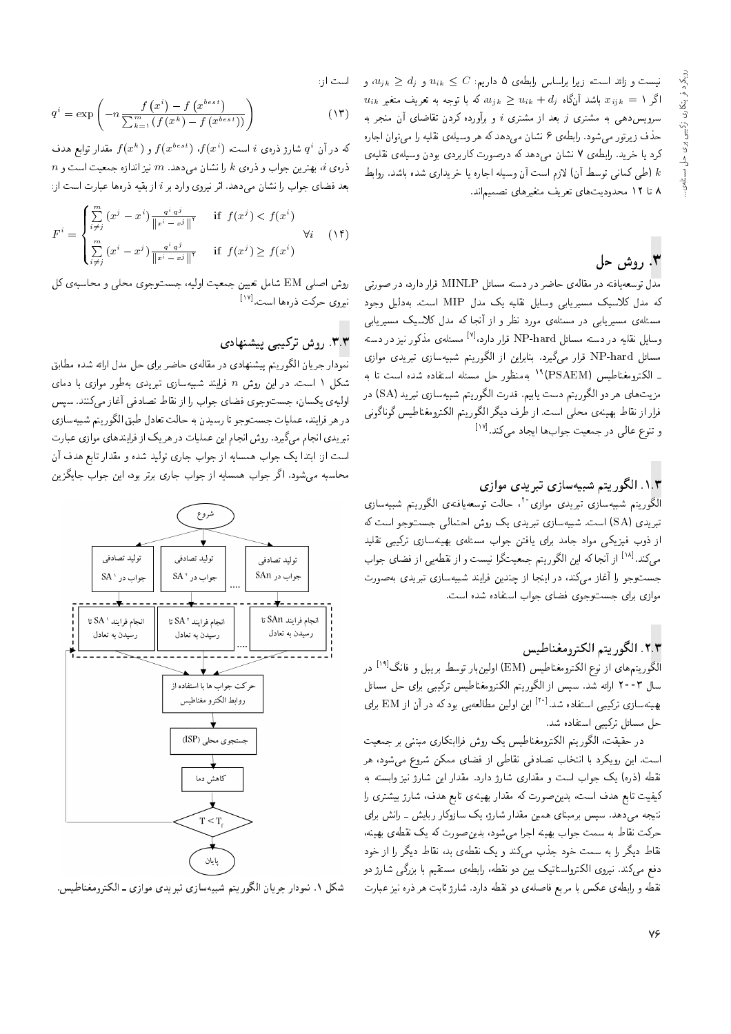نیست و زائد است زیرا براساس رابطه‌ی ۵ داریم: $u_{ik} \leq C$ و $u_{jk} \geq d_j$، و اگر $x_{ijk} = 1$ باشد آنگاه $u_{jk} \geq u_{ik} + d_j$ که با توجه به تعریف متغیر $u_{ik}$ سرویس‌دهی به مشتری $j$ بعد از مشتری $i$ و برآورده کردن تقاضای آن منجر به حذف زیرتور می‌شود. رابطه‌ی ۶ نشان می‌دهد که هر وسیله‌ی نقلیه را می‌توان اجاره کرد یا خرید. رابطه‌ی ۷ نشان می‌دهد که درصورت کاربردی بودن وسیله‌ی نقلیه‌ی $k$ (طی کمانی توسط آن) لازم است آن وسیله اجاره یا خریداری شده باشد. روابط ۸ تا ۱۲ محدودیت‌های تعریف متغیرهای تصمیم‌اند.

## ۳. روش حل

مدل توسعه‌یافته در مقاله‌ی حاضر در دسته مسائل MINLP قرار دارد، در صورتی که مدل کلاسیک مسیریابی وسایل نقلیه یک مدل MIP است. به‌دلیل وجود مسئله‌ی مسیریابی در مسئله‌ی مورد نظر و از آنجا که مدل کلاسیک مسیریابی وسایل نقلیه در دسته مسائل NP-hard قرار دارد،[۷] مسئله‌ی مذکور نیز در دسته مسائل NP-hard قرار می‌گیرد. بنابراین از الگوریتم شبیه‌سازی تبریدی موازی ـ الکترومغناطیس (PSAEM)[۱۹] به‌منظور حل مسئله استفاده شده است تا به مزیت‌های هر دو الگوریتم دست یابیم. قدرت الگوریتم شبیه‌سازی تبرید (SA) در فرار از نقاط بهینه‌ی محلی است. از طرف دیگر الگوریتم الکترومغناطیس گوناگونی و تنوع عالی در جمعیت جواب‌ها ایجاد می‌کند.[۱۷]

### ۱.۳. الگوریتم شبیه‌سازی تبریدی موازی

الگوریتم شبیه‌سازی تبریدی موازی[۲۰]، حالت توسعه‌یافته‌ی الگوریتم شبیه‌سازی تبریدی (SA) است. شبیه‌سازی تبریدی یک روش احتمالی جست‌وجو است که از ذوب فیزیکی مواد جامد برای یافتن جواب مسئله‌ی بهینه‌سازی ترکیبی تقلید می‌کند.[۱۸] از آنجا که این الگوریتم جمعیت‌گرا نیست و از نقطه‌یی از فضای جواب جست‌وجو را آغاز می‌کند، در اینجا از چندین فرایند شبیه‌سازی تبریدی به‌صورت موازی برای جست‌وجوی فضای جواب استفاده شده است.

### ۲.۳. الگوریتم الکترومغناطیس

الگوریتم‌های از نوع الکترومغناطیس (EM) اولین‌بار توسط بربیل و فانگ[۱۹] در سال ۲۰۰۳ ارائه شد. سپس از الگوریتم الکترومغناطیس ترکیبی برای حل مسائل بهینه‌سازی ترکیبی استفاده شد.[۲۰] این اولین مطالعه‌یی بود که در آن از EM برای حل مسائل ترکیبی استفاده شد.

در حقیقت، الگوریتم الکترومغناطیس یک روش فراابتکاری مبتنی بر جمعیت است. این رویکرد با انتخاب تصادفی نقاطی از فضای ممکن شروع می‌شود، هر نقطه (ذره) یک جواب است و مقداری شارژ دارد. مقدار این شارژ نیز وابسته به کیفیت تابع هدف است، بدین‌صورت که مقدار بهینه‌ی تابع هدف، شارژ بیشتری را نتیجه می‌دهد. سپس برمبنای همین مقدار شارژ، یک سازوکار ربایش ـ رانش برای حرکت نقاط به سمت جواب بهینه اجرا می‌شود، بدین‌صورت که یک نقطه‌ی بهینه، نقاط دیگر را به سمت خود جذب می‌کند و یک نقطه‌ی بد، نقاط دیگر را از خود دفع می‌کند. نیروی الکترواستاتیک بین دو نقطه، رابطه‌ی مستقیم با بزرگی شارژ دو نقطه و رابطه‌ی عکس با مربع فاصله‌ی دو نقطه دارد. شارژ ثابت هر ذره نیز عبارت است از:

$$q^i = \exp\left(-n\frac{f\left(x^i\right) - f\left(x^{best}\right)}{\sum_{k=1}^{m}\left(f\left(x^k\right) - f\left(x^{best}\right)\right)}\right) \qquad (13)$$

که در آن $q^i$ شارژ ذره‌ی $i$ است، $f(x^i)$، $f(x^{best})$ و $f(x^k)$ مقدار توابع هدف ذره‌ی $i$، بهترین جواب و ذره‌ی $k$ را نشان می‌دهد. $m$ نیز اندازه جمعیت است و $n$ بعد فضای جواب را نشان می‌دهد. اثر نیروی وارد بر $i$ از بقیه ذره‌ها عبارت است از:

$$F^i = \begin{cases} \sum_{i \neq j}^{m} \left(x^j - x^i\right)\frac{q^i q^j}{\left\|x^i - x^j\right\|^2} & \text{if } f(x^j) < f(x^i) \\ \sum_{i \neq j}^{m} \left(x^i - x^j\right)\frac{q^i q^j}{\left\|x^i - x^j\right\|^2} & \text{if } f(x^j) \geq f(x^i) \end{cases} \quad \forall i \qquad (14)$$

روش اصلی EM شامل تعیین جمعیت اولیه، جست‌وجوی محلی و محاسبه‌ی کل نیروی حرکت ذره‌ها است.[۱۷]

### ۳.۳. روش ترکیبی پیشنهادی

نمودار جریان الگوریتم پیشنهادی در مقاله‌ی حاضر برای حل مدل ارائه شده مطابق شکل ۱ است. در این روش $n$ فرایند شبیه‌سازی تبریدی به‌طور موازی با دمای اولیه‌ی یکسان، جست‌وجوی فضای جواب را از نقاط تصادفی آغاز می‌کنند. سپس در هر فرایند، عملیات جست‌وجو تا رسیدن به حالت تعادل طبق الگوریتم شبیه‌سازی تبریدی انجام می‌گیرد. روش انجام این عملیات در هر یک از فرایندهای موازی عبارت است از: ابتدا یک جواب همسایه از جواب جاری تولید شده و مقدار تابع هدف آن محاسبه می‌شود. اگر جواب همسایه از جواب جاری برتر بود، این جواب جایگزین

شروع ← تولید تصادفی جواب در SA۱ / تولید تصادفی جواب در SA۲ / .... / تولید تصادفی جواب در SAn ← انجام فرایند SA۱ تا رسیدن به تعادل / انجام فرایند SA۲ تا رسیدن به تعادل / .... / انجام فرایند SAn تا رسیدن به تعادل ← حرکت جواب‌ها با استفاده از روابط الکترو مغناطیس ← جستجوی محلی (LSP) ← کاهش دما ← $T < T_f$ ← پایان

شکل ۱. نمودار جریان الگوریتم شبیه‌سازی تبریدی موازی ـ الکترومغناطیس.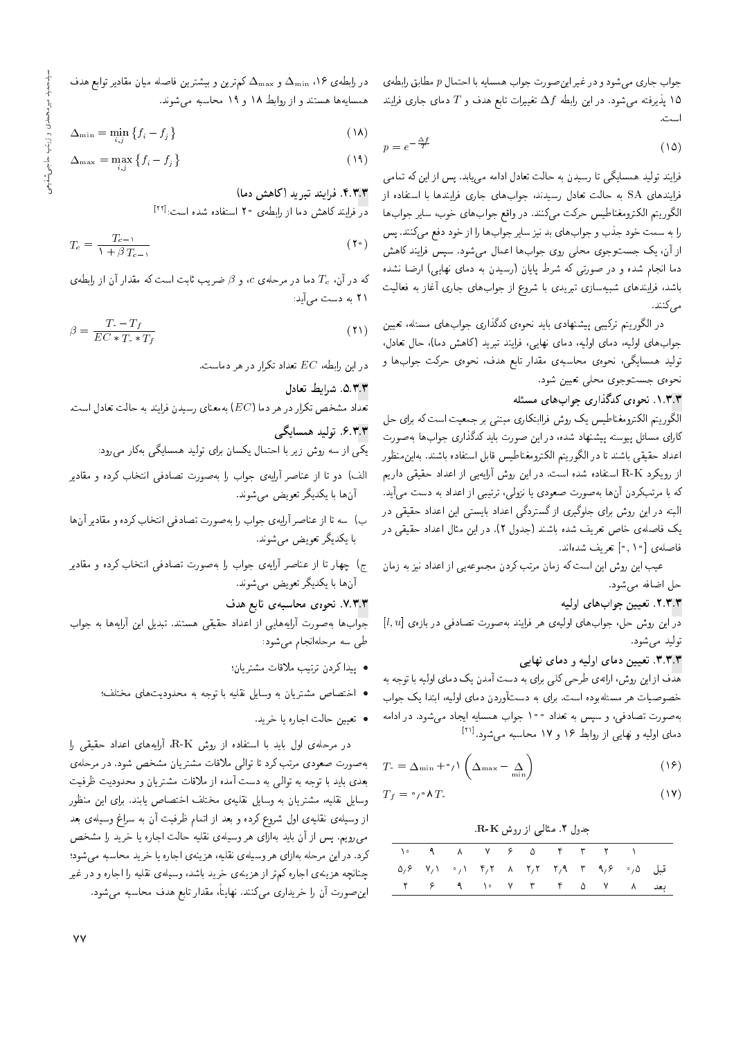جواب جاری می‌شود و در غیر این‌صورت جواب همسایه با احتمال $p$ مطابق رابطه‌ی ۱۵ پذیرفته می‌شود. در این رابطه $\Delta f$ تغییرات تابع هدف و $T$ دمای جاری فرایند است.

$$p = e^{-\frac{\Delta f}{T}} \tag{15}$$

فرایند تولید همسایگی تا رسیدن به حالت تعادل ادامه می‌یابد. پس از این‌که تمامی فرایندهای SA به حالت تعادل رسیدند، جواب‌های جاری فرایندها با استفاده از الگوریتم الکترومغناطیس حرکت می‌کنند. در واقع جواب‌های خوب، سایر جواب‌ها را به سمت خود جذب و جواب‌های بد نیز سایر جواب‌ها را از خود دفع می‌کنند. پس از آن، یک جست‌وجوی محلی روی جواب‌ها اعمال می‌شود. سپس فرایند کاهش دما انجام شده و در صورتی که شرط پایان (رسیدن به دمای نهایی) ارضا نشده باشد، فرایندهای شبیه‌سازی تبریدی با شروع از جواب‌های جاری آغاز به فعالیت می‌کنند.

در الگوریتم ترکیبی پیشنهادی باید نحوه‌ی کدگذاری جواب‌های مسئله، تعیین جواب‌های اولیه، دمای اولیه، دمای نهایی، فرایند تبرید (کاهش دما)، حال تعادل، تولید همسایگی، نحوه‌ی محاسبه‌ی مقدار تابع هدف، نحوه‌ی حرکت جواب‌ها و نحوه‌ی جست‌وجوی محلی تعیین شود.

### ۱.۳.۳. نحوه‌ی کدگذاری جواب‌های مسئله

الگوریتم الکترومغناطیس یک روش فراابتکاری مبتنی بر جمعیت است که برای حل کارای مسائل پیوسته پیشنهاد شده، در این صورت باید کدگذاری جواب‌ها به‌صورت اعداد حقیقی باشند تا در الگوریتم الکترومغناطیس قابل استفاده باشند. به‌این‌منظور از رویکرد R-K استفاده شده است. در این روش آرایه‌یی از اعداد حقیقی داریم که با مرتب‌کردن آن‌ها به‌صورت صعودی یا نزولی، ترتیبی از اعداد به دست می‌آید. البته در این روش برای جلوگیری از گستردگی اعداد بایستی این اعداد حقیقی در یک فاصله‌ی خاص تعریف شده باشند (جدول ۲). در این مثال اعداد حقیقی در فاصله‌ی $[0, 10]$ تعریف شده‌اند.

عیب این روش این است که زمان مرتب کردن مجموعه‌یی از اعداد نیز به زمان حل اضافه می‌شود.

### ۲.۳.۳. تعیین جواب‌های اولیه

در این روش حل، جواب‌های اولیه‌ی هر فرایند به‌صورت تصادفی در بازه‌ی $[l, u]$ تولید می‌شود.

### ۳.۳.۳. تعیین دمای اولیه و دمای نهایی

هدف از این روش، ارائه‌ی طرحی کلی برای به دست آمدن یک دمای اولیه با توجه به خصوصیات هر مسئله بوده است. برای به دست‌آوردن دمای اولیه، ابتدا یک جواب به‌صورت تصادفی، و سپس به تعداد ۱۰۰ جواب همسایه ایجاد می‌شود. در ادامه دمای اولیه و نهایی از روابط ۱۶ و ۱۷ محاسبه می‌شود.[21]

$$T_0 = \Delta_{\min} + 0.1 \left( \Delta_{\max} - \Delta_{\min} \right) \tag{16}$$

$$T_f = 0.08 T_0 \tag{17}$$

جدول ۲. مثالی از روش R-K.

| | ۱ | ۲ | ۳ | ۴ | ۵ | ۶ | ۷ | ۸ | ۹ | ۱۰ |
|---|---|---|---|---|---|---|---|---|---|---|
| قبل | ۰٫۵ | ۹٫۶ | ۳ | ۲٫۹ | ۲٫۲ | ۸ | ۴٫۲ | ۰٫۱ | ۷٫۱ | ۵٫۶ |
| بعد | ۸ | ۷ | ۵ | ۴ | ۳ | ۷ | ۱۰ | ۹ | ۶ | ۲ |

در رابطه‌ی ۱۶، $\Delta_{\min}$ و $\Delta_{\max}$ کم‌ترین و بیشترین فاصله میان مقادیر توابع هدف همسایه‌ها هستند و از روابط ۱۸ و ۱۹ محاسبه می‌شوند.

$$\Delta_{\min} = \min_{i,j} \{f_i - f_j\} \tag{18}$$

$$\Delta_{\max} = \max_{i,j} \{f_i - f_j\} \tag{19}$$

### ۴.۳.۳. فرایند تبرید (کاهش دما)

در فرایند کاهش دما از رابطه‌ی ۲۰ استفاده شده است:[22]

$$T_c = \frac{T_{c-1}}{1 + \beta T_{c-1}} \tag{20}$$

که در آن، $T_c$ دما در مرحله‌ی $c$، و $\beta$ ضریب ثابت است که مقدار آن از رابطه‌ی ۲۱ به دست می‌آید:

$$\beta = \frac{T_0 - T_f}{EC * T_0 * T_f} \tag{21}$$

در این رابطه، $EC$ تعداد تکرار در هر دماست.

### ۵.۳.۳. شرایط تعادل

تعداد مشخص تکرار در هر دما ($EC$) به‌معنای رسیدن فرایند به حالت تعادل است.

### ۶.۳.۳. تولید همسایگی

یکی از سه روش زیر با احتمال یکسان برای تولید همسایگی به‌کار می‌رود:

الف) دو تا از عناصر آرایه‌ی جواب را به‌صورت تصادفی انتخاب کرده و مقادیر آن‌ها با یکدیگر تعویض می‌شوند.

ب) سه تا از عناصر آرایه‌ی جواب را به‌صورت تصادفی انتخاب کرده و مقادیر آن‌ها با یکدیگر تعویض می‌شوند.

ج) چهار تا از عناصر آرایه‌ی جواب را به‌صورت تصادفی انتخاب کرده و مقادیر آن‌ها با یکدیگر تعویض می‌شوند.

### ۷.۳.۳. نحوه‌ی محاسبه‌ی تابع هدف

جواب‌ها به‌صورت آرایه‌هایی از اعداد حقیقی هستند. تبدیل این آرایه‌ها به جواب طی سه مرحله‌انجام می‌شود:

- پیدا کردن ترتیب ملاقات مشتریان؛
- اختصاص مشتریان به وسایل نقلیه با توجه به محدودیت‌های مختلف؛
- تعیین حالت اجاره یا خرید.

در مرحله‌ی اول باید با استفاده از روش R-K، آرایه‌های اعداد حقیقی را به‌صورت صعودی مرتب کرد تا توالی ملاقات مشتریان مشخص شود. در مرحله‌ی بعدی باید با توجه به توالی به دست آمده از ملاقات مشتریان و محدودیت ظرفیت وسایل نقلیه، مشتریان به وسایل نقلیه‌ی مختلف اختصاص یابند. برای این منظور از وسایل نقلیه‌ی اول شروع کرده و بعد از اتمام ظرفیت آن به سراغ وسیله‌ی بعد می‌رویم. پس از آن باید به‌ازای هر وسیله‌ی نقلیه حالت اجاره یا خرید را مشخص کرد. در این مرحله به‌ازای هر وسیله‌ی نقلیه، هزینه‌ی اجاره یا خرید محاسبه می‌شود؛ چنانچه هزینه‌ی اجاره کم‌تر از هزینه‌ی خرید باشد، وسیله‌ی نقلیه را اجاره و در غیر این‌صورت آن را خریداری می‌کنند. نهایتاً، مقدار تابع هدف محاسبه می‌شود.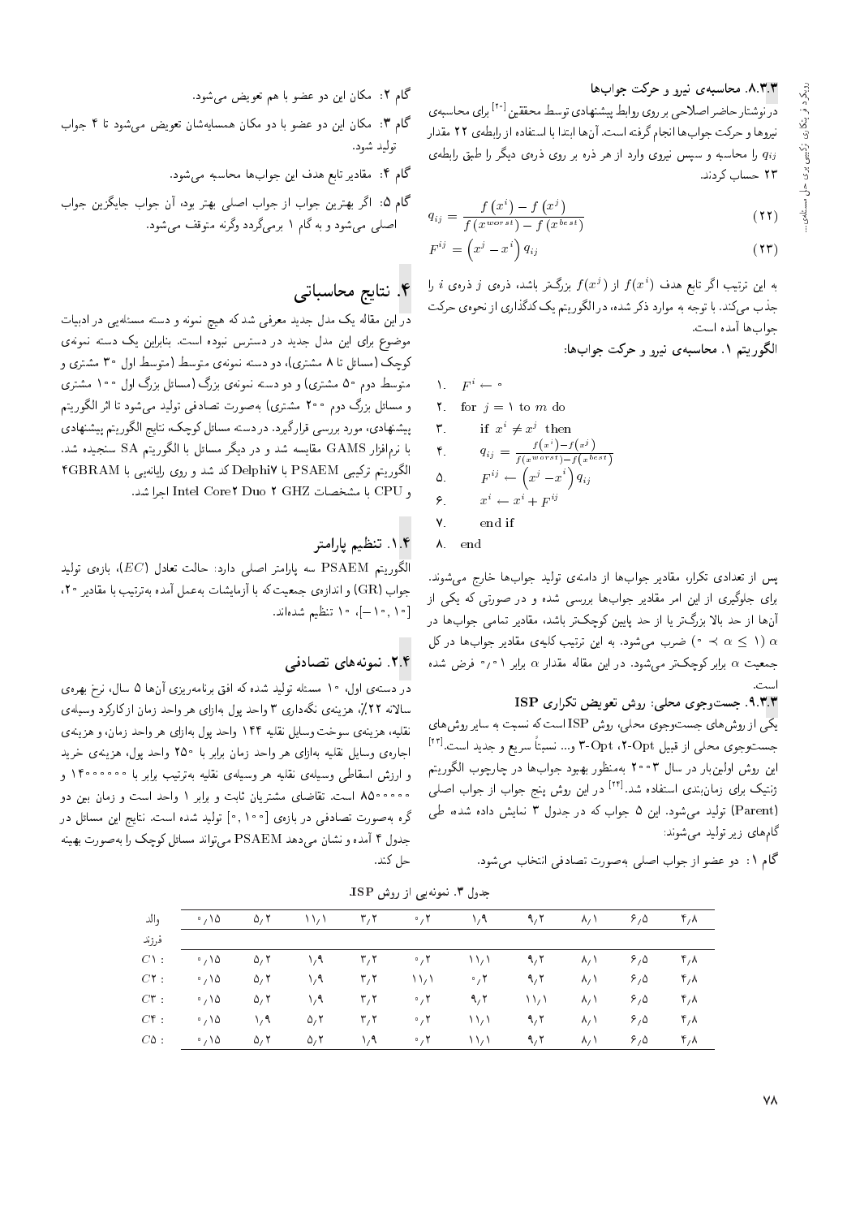### ۸.۳.۳. محاسبه‌ی نیرو و حرکت جواب‌ها

در نوشتار حاضر اصلاحی بر روی روابط پیشنهادی توسط محققین[20] برای محاسبه‌ی نیروها و حرکت جواب‌ها انجام گرفته است. آن‌ها ابتدا با استفاده از رابطه‌ی ۲۲ مقدار $q_{ij}$ را محاسبه و سپس نیروی وارد از هر ذره بر روی ذره‌ی دیگر را طبق رابطه‌ی ۲۳ حساب کردند.

$$q_{ij}=\frac{f\left(x^{i}\right)-f\left(x^{j}\right)}{f\left(x^{worst}\right)-f\left(x^{best}\right)} \tag{22}$$

$$F^{ij}=\left(x^{j}-x^{i}\right)q_{ij} \tag{23}$$

به این ترتیب اگر تابع هدف $f(x^i)$ از $f(x^j)$ بزرگ‌تر باشد، ذره‌ی $j$ ذره‌ی $i$ را جذب می‌کند. با توجه به موارد ذکر شده، در الگوریتم یک کدگذاری از نحوه‌ی حرکت جواب‌ها آمده است.

**الگوریتم ۱. محاسبه‌ی نیرو و حرکت جواب‌ها:**

```
1.  F^i ← 0
2.  for j = 1 to m do
3.      if x^i ≠ x^j then
4.          q_ij = (f(x^i) − f(x^j)) / (f(x^worst) − f(x^best))
5.          F^ij ← (x^j − x^i) q_ij
6.          x^i ← x^i + F^ij
7.      end if
8.  end
```

پس از تعدادی تکرار، مقادیر جواب‌ها از دامنه‌ی تولید جواب‌ها خارج می‌شوند. برای جلوگیری از این امر مقادیر جواب‌ها بررسی شده و در صورتی که یکی از آن‌ها از حد بالا بزرگ‌تر یا از حد پایین کوچک‌تر باشد، مقادیر تمامی جواب‌ها در $\alpha$ ($0 \prec \alpha \leq 1$) ضرب می‌شود. به این ترتیب کلیه‌ی مقادیر جواب‌ها در کل جمعیت $\alpha$ برابر کوچک‌تر می‌شود. در این مقاله مقدار $\alpha$ برابر ۰٫۱ فرض شده است.

### ۹.۳.۳. جست‌وجوی محلی: روش تعویض تکراری ISP

یکی از روش‌های جست‌وجوی محلی، روش ISP است که نسبت به سایر روش‌های جست‌وجوی محلی از قبیل 2-Opt، 3-Opt و... نسبتاً سریع و جدید است.[23] این روش اولین‌بار در سال ۲۰۰۳ به‌منظور بهبود جواب‌ها در چارچوب الگوریتم ژنتیک برای زمان‌بندی استفاده شد.[24] در این روش پنج جواب از جواب اصلی (Parent) تولید می‌شود. این ۵ جواب که در جدول ۳ نمایش داده شده، طی گام‌های زیر تولید می‌شوند:

گام ۱: دو عضو از جواب اصلی به‌صورت تصادفی انتخاب می‌شود.

گام ۲: مکان این دو عضو با هم تعویض می‌شود.

گام ۳: مکان این دو عضو با دو مکان همسایه‌شان تعویض می‌شود تا ۴ جواب تولید شود.

گام ۴: مقادیر تابع هدف این جواب‌ها محاسبه می‌شود.

گام ۵: اگر بهترین جواب از جواب اصلی بهتر بود، آن جواب جایگزین جواب اصلی می‌شود و به گام ۱ برمی‌گردد وگرنه متوقف می‌شود.

جدول ۳. نمونه‌یی از روش ISP.

| والد | ۰٫۱۵ | ۵٫۲ | ۱۱٫۱ | ۳٫۲ | ۰٫۲ | ۱٫۹ | ۹٫۲ | ۸٫۱ | ۶٫۵ | ۴٫۸ |
|---|---|---|---|---|---|---|---|---|---|---|
| فرزند | | | | | | | | | | |
| $C1$: | ۰٫۱۵ | ۵٫۲ | ۱٫۹ | ۳٫۲ | ۰٫۲ | ۱۱٫۱ | ۹٫۲ | ۸٫۱ | ۶٫۵ | ۴٫۸ |
| $C2$: | ۰٫۱۵ | ۵٫۲ | ۱٫۹ | ۳٫۲ | ۱۱٫۱ | ۰٫۲ | ۹٫۲ | ۸٫۱ | ۶٫۵ | ۴٫۸ |
| $C3$: | ۰٫۱۵ | ۵٫۲ | ۱٫۹ | ۳٫۲ | ۰٫۲ | ۹٫۲ | ۱۱٫۱ | ۸٫۱ | ۶٫۵ | ۴٫۸ |
| $C4$: | ۰٫۱۵ | ۱٫۹ | ۵٫۲ | ۳٫۲ | ۰٫۲ | ۱۱٫۱ | ۹٫۲ | ۸٫۱ | ۶٫۵ | ۴٫۸ |
| $C5$: | ۰٫۱۵ | ۵٫۲ | ۵٫۲ | ۱٫۹ | ۰٫۲ | ۱۱٫۱ | ۹٫۲ | ۸٫۱ | ۶٫۵ | ۴٫۸ |

## ۴. نتایج محاسباتی

در این مقاله یک مدل جدید معرفی شد که هیچ نمونه و دسته مسئله‌یی در ادبیات موضوع برای این مدل جدید در دسترس نبوده است. بنابراین یک دسته نمونه‌ی کوچک (مسائل تا ۸ مشتری)، دو دسته نمونه‌ی متوسط (متوسط اول ۳۰ مشتری و متوسط دوم ۵۰ مشتری) و دو دسته نمونه‌ی بزرگ (مسائل بزرگ اول ۱۰۰ مشتری و مسائل بزرگ دوم ۲۰۰ مشتری) به‌صورت تصادفی تولید می‌شود تا اثر الگوریتم پیشنهادی، مورد بررسی قرارگیرد. در دسته مسائل کوچک، نتایج الگوریتم پیشنهادی با نرم‌افزار GAMS مقایسه شد و در دیگر مسائل با الگوریتم SA سنجیده شد. الگوریتم ترکیبی PSAEM با Delphi7 کد شد و روی رایانه‌یی با 4GBRAM و CPU با مشخصات Intel Core2 Duo 2 GHZ اجرا شد.

### ۱.۴. تنظیم پارامتر

الگوریتم PSAEM سه پارامتر اصلی دارد: حالت تعادل ($EC$)، بازه‌ی تولید جواب (GR) و اندازه‌ی جمعیت که با آزمایشات به‌عمل آمده به‌ترتیب با مقادیر ۲۰، [۱۰, ۱۰−]، ۱۰ تنظیم شده‌اند.

### ۲.۴. نمونه‌های تصادفی

در دسته‌ی اول، ۱۰ مسئله تولید شده که افق برنامه‌ریزی آن‌ها ۵ سال، نرخ بهره‌ی سالانه ۲۲٪، هزینه‌ی نگه‌داری ۳ واحد پول به‌ازای هر واحد زمان از کارکرد وسیله‌ی نقلیه، هزینه‌ی سوخت وسایل نقلیه ۱۴۴ واحد پول به‌ازای هر واحد زمان، و هزینه‌ی اجاره‌ی وسایل نقلیه به‌ازای هر واحد زمان برابر با ۲۵۰ واحد پول، هزینه‌ی خرید و ارزش اسقاطی وسیله‌ی نقلیه هر وسیله‌ی نقلیه به‌ترتیب برابر با ۱۴۰۰۰۰۰۰ و ۸۵۰۰۰۰۰ است. تقاضای مشتریان ثابت و برابر ۱ واحد است و زمان بین دو گره به‌صورت تصادفی در بازه‌ی [۰, ۱۰۰] تولید شده است. نتایج این مسائل در جدول ۴ آمده و نشان می‌دهد PSAEM می‌تواند مسائل کوچک را به‌صورت بهینه حل کند.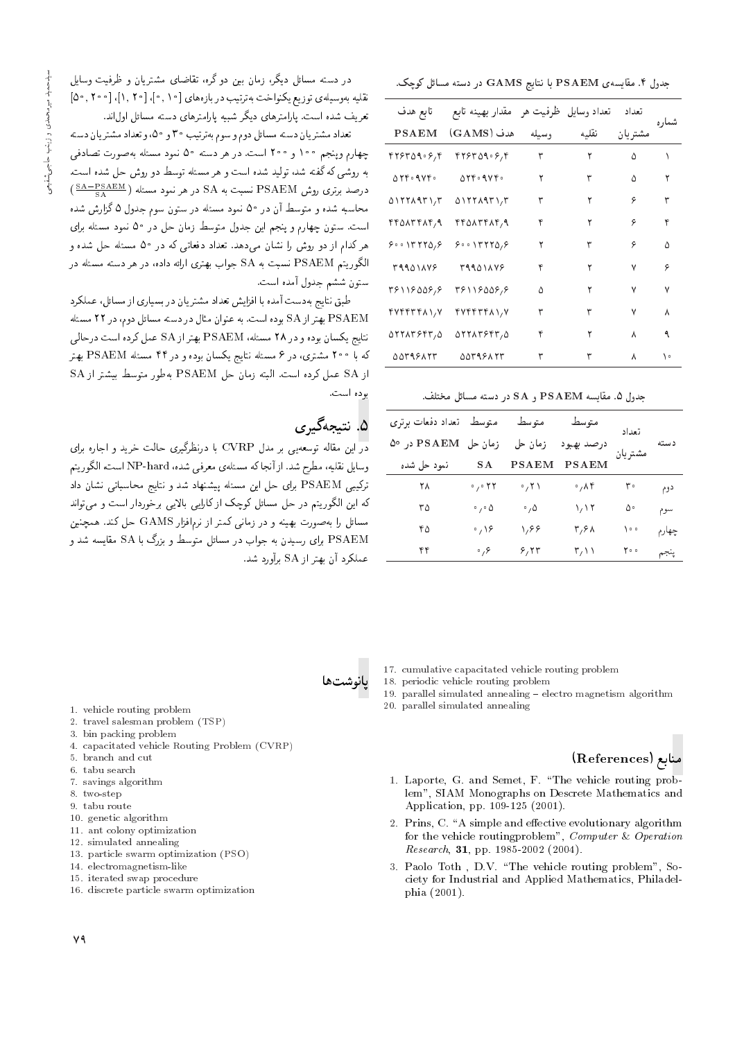در دسته مسائل دیگر، زمان بین دو گره، تقاضای مشتریان و ظرفیت وسایل نقلیه به‌وسیله‌ی توزیع یکنواخت به‌ترتیب در بازه‌های [۱۰ ,۰]، [۲۰ ,۱]، [۲۰۰ ,۵۰] تعریف شده است. پارامترهای دیگر شبیه پارامترهای دسته مسائل اول‌اند.

تعداد مشتریان دسته مسائل دوم و سوم به‌ترتیب ۳۰ و ۵۰، و تعداد مشتریان دسته چهارم و پنجم ۱۰۰ و ۲۰۰ است. در هر دسته ۵۰ نمود مسئله به‌صورت تصادفی به روشی که گفته شد، تولید شده است و هر مسئله توسط دو روش حل شده است. درصد برتری روش PSAEM نسبت به SA در هر نمود مسئله ($\frac{SA-PSAEM}{SA}$) محاسبه شده و متوسط آن در ۵۰ نمود مسئله در ستون سوم جدول ۵ گزارش شده است. ستون چهارم و پنجم این جدول متوسط زمان حل در ۵۰ نمود مسئله برای هر کدام از دو روش را نشان می‌دهد. تعداد دفعاتی که در ۵۰ مسئله حل شده و الگوریتم PSAEM نسبت به SA جواب بهتری ارائه داده، در هر دسته مسئله در ستون ششم جدول آمده است.

طبق نتایج به‌دست آمده با افزایش تعداد مشتریان در بسیاری از مسائل، عملکرد PSAEM بهتر از SA بوده است. به عنوان مثال در دسته مسائل دوم، در ۲۲ مسئله نتایج یکسان بوده و در ۲۸ مسئله، PSAEM بهتر از SA عمل کرده است درحالی که با ۲۰۰ مشتری، در ۶ مسئله نتایج یکسان بوده و در ۴۴ مسئله PSAEM بهتر از SA عمل کرده است. البته زمان حل PSAEM به‌طور متوسط بیشتر از SA بوده است.

جدول ۴. مقایسه‌ی PSAEM با نتایج GAMS در دسته مسائل کوچک.

| شماره | تعداد مشتریان | تعداد وسایل نقلیه | ظرفیت هر وسیله | مقدار بهینه تابع هدف (GAMS) | تابع هدف PSAEM |
|---|---|---|---|---|---|
| ۱ | ۵ | ۲ | ۳ | ۴۲۶۳۵۹۰۶٫۴ | ۴۲۶۳۵۹۰۶٫۴ |
| ۲ | ۵ | ۳ | ۲ | ۵۲۴۰۹۷۴۰ | ۵۲۴۰۹۷۴۰ |
| ۳ | ۶ | ۲ | ۳ | ۵۱۲۲۸۹۳۱٫۳ | ۵۱۲۲۸۹۳۱٫۳ |
| ۴ | ۶ | ۲ | ۴ | ۴۴۵۸۳۴۸۴٫۹ | ۴۴۵۸۳۴۸۴٫۹ |
| ۵ | ۶ | ۳ | ۲ | ۶۰۰۱۳۲۲۵٫۶ | ۶۰۰۱۳۲۲۵٫۶ |
| ۶ | ۷ | ۲ | ۴ | ۳۹۹۵۱۸۷۶ | ۳۹۹۵۱۸۷۶ |
| ۷ | ۷ | ۲ | ۵ | ۳۶۱۱۶۵۵۶٫۶ | ۳۶۱۱۶۵۵۶٫۶ |
| ۸ | ۷ | ۳ | ۳ | ۴۷۴۴۳۴۸۱٫۷ | ۴۷۴۴۳۴۸۱٫۷ |
| ۹ | ۸ | ۲ | ۴ | ۵۲۲۸۳۶۴۳٫۵ | ۵۲۲۸۳۶۴۳٫۵ |
| ۱۰ | ۸ | ۳ | ۳ | ۵۵۳۹۶۸۳۳ | ۵۵۳۹۶۸۳۳ |

جدول ۵. مقایسه PSAEM و SA در دسته مسائل مختلف.

| دسته | تعداد مشتریان | متوسط درصد بهبود PSAEM | متوسط زمان حل PSAEM | متوسط زمان حل SA | تعداد دفعات برتری PSAEM در ۵۰ نمود حل شده |
|---|---|---|---|---|---|
| دوم | ۳۰ | ۰٫۸۴ | ۰٫۲۱ | ۰٫۰۲۲ | ۲۸ |
| سوم | ۵۰ | ۱٫۱۲ | ۰٫۵ | ۰٫۰۵ | ۳۵ |
| چهارم | ۱۰۰ | ۳٫۶۸ | ۱٫۶۶ | ۰٫۱۶ | ۴۵ |
| پنجم | ۲۰۰ | ۳٫۱۱ | ۶٫۲۳ | ۰٫۶ | ۴۴ |

## ۵. نتیجه‌گیری

در این مقاله توسعه‌یی بر مدل CVRP با درنظرگیری حالت خرید و اجاره برای وسایل نقلیه، مطرح شد. از آنجا که مسئله‌ی معرفی شده، NP-hard است، الگوریتم ترکیبی PSAEM برای حل این مسئله پیشنهاد شد و نتایج محاسباتی نشان داد که این الگوریتم در حل مسائل کوچک از کارایی بالایی برخوردار است و می‌تواند مسائل را به‌صورت بهینه و در زمانی کمتر از نرم‌افزار GAMS حل کند. همچنین PSAEM برای رسیدن به جواب در مسائل متوسط و بزرگ با SA مقایسه شد و عملکرد آن بهتر از SA برآورد شد.

## پانوشت‌ها

1. vehicle routing problem
2. travel salesman problem (TSP)
3. bin packing problem
4. capacitated vehicle Routing Problem (CVRP)
5. branch and cut
6. tabu search
7. savings algorithm
8. two-step
9. tabu route
10. genetic algorithm
11. ant colony optimization
12. simulated annealing
13. particle swarm optimization (PSO)
14. electromagnetism-like
15. iterated swap procedure
16. discrete particle swarm optimization
17. cumulative capacitated vehicle routing problem
18. periodic vehicle routing problem
19. parallel simulated annealing – electro magnetism algorithm
20. parallel simulated annealing

## منابع (References)

1. Laporte, G. and Semet, F. "The vehicle routing problem", SIAM Monographs on Descrete Mathematics and Application, pp. 109-125 (2001).
2. Prins, C. "A simple and effective evolutionary algorithm for the vehicle routingproblem", *Computer & Operation Research*, **31**, pp. 1985-2002 (2004).
3. Paolo Toth , D.V. "The vehicle routing problem", Society for Industrial and Applied Mathematics, Philadelphia (2001).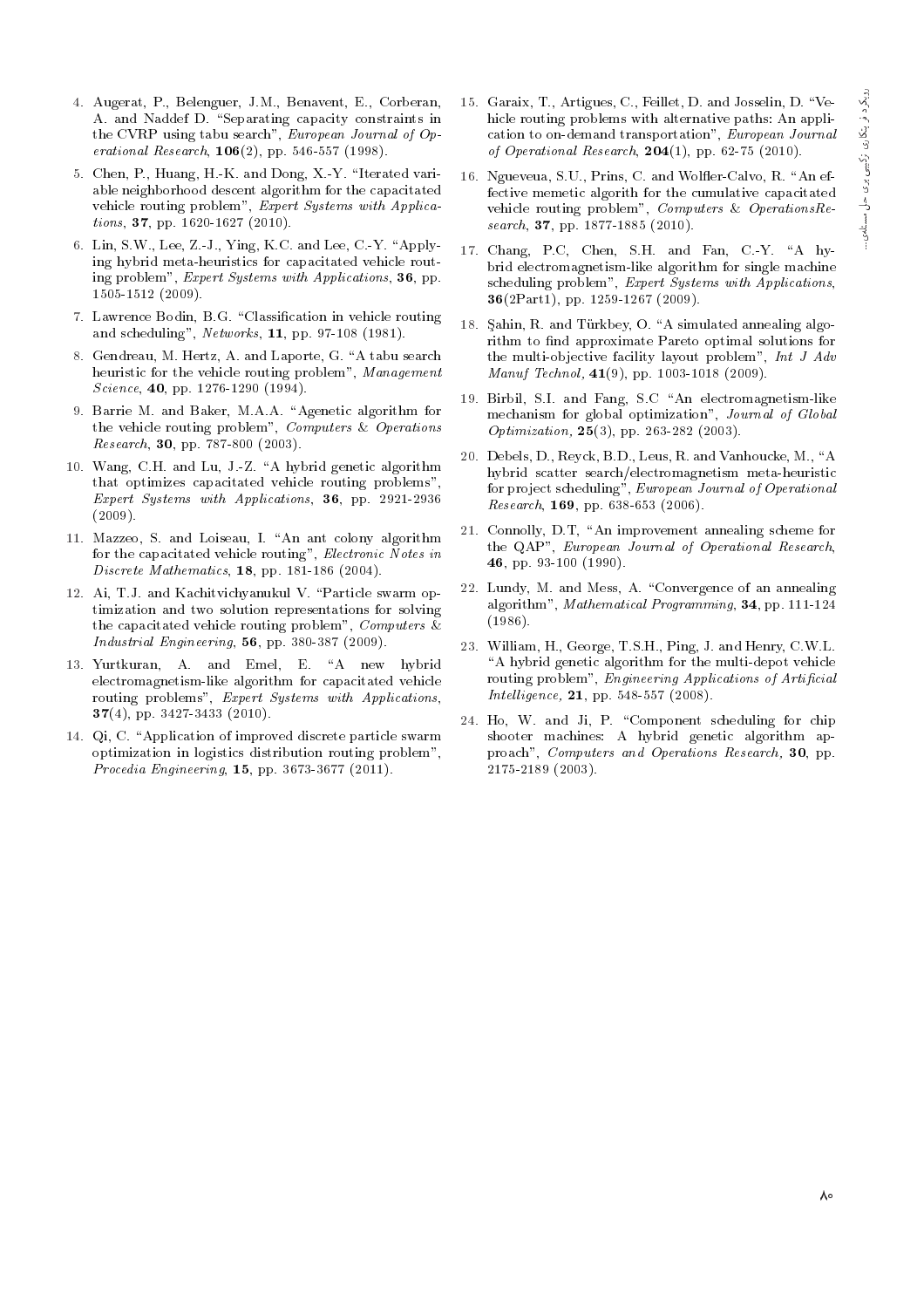4. Augerat, P., Belenguer, J.M., Benavent, E., Corberan, A. and Naddef D. "Separating capacity constraints in the CVRP using tabu search", *European Journal of Operational Research*, **106**(2), pp. 546-557 (1998).

5. Chen, P., Huang, H.-K. and Dong, X.-Y. "Iterated variable neighborhood descent algorithm for the capacitated vehicle routing problem", *Expert Systems with Applications*, **37**, pp. 1620-1627 (2010).

6. Lin, S.W., Lee, Z.-J., Ying, K.C. and Lee, C.-Y. "Applying hybrid meta-heuristics for capacitated vehicle routing problem", *Expert Systems with Applications*, **36**, pp. 1505-1512 (2009).

7. Lawrence Bodin, B.G. "Classification in vehicle routing and scheduling", *Networks*, **11**, pp. 97-108 (1981).

8. Gendreau, M. Hertz, A. and Laporte, G. "A tabu search heuristic for the vehicle routing problem", *Management Science*, **40**, pp. 1276-1290 (1994).

9. Barrie M. and Baker, M.A.A. "Agenetic algorithm for the vehicle routing problem", *Computers & Operations Research*, **30**, pp. 787-800 (2003).

10. Wang, C.H. and Lu, J.-Z. "A hybrid genetic algorithm that optimizes capacitated vehicle routing problems", *Expert Systems with Applications*, **36**, pp. 2921-2936 (2009).

11. Mazzeo, S. and Loiseau, I. "An ant colony algorithm for the capacitated vehicle routing", *Electronic Notes in Discrete Mathematics*, **18**, pp. 181-186 (2004).

12. Ai, T.J. and Kachitvichyanukul V. "Particle swarm optimization and two solution representations for solving the capacitated vehicle routing problem", *Computers & Industrial Engineering*, **56**, pp. 380-387 (2009).

13. Yurtkuran, A. and Emel, E. "A new hybrid electromagnetism-like algorithm for capacitated vehicle routing problems", *Expert Systems with Applications*, **37**(4), pp. 3427-3433 (2010).

14. Qi, C. "Application of improved discrete particle swarm optimization in logistics distribution routing problem", *Procedia Engineering*, **15**, pp. 3673-3677 (2011).

15. Garaix, T., Artigues, C., Feillet, D. and Josselin, D. "Vehicle routing problems with alternative paths: An application to on-demand transportation", *European Journal of Operational Research*, **204**(1), pp. 62-75 (2010).

16. Ngueveua, S.U., Prins, C. and Wolfler-Calvo, R. "An effective memetic algorith for the cumulative capacitated vehicle routing problem", *Computers & OperationsResearch*, **37**, pp. 1877-1885 (2010).

17. Chang, P.C, Chen, S.H. and Fan, C.-Y. "A hybrid electromagnetism-like algorithm for single machine scheduling problem", *Expert Systems with Applications*, **36**(2Part1), pp. 1259-1267 (2009).

18. Şahin, R. and Türkbey, O. "A simulated annealing algorithm to find approximate Pareto optimal solutions for the multi-objective facility layout problem", *Int J Adv Manuf Technol*, **41**(9), pp. 1003-1018 (2009).

19. Birbil, S.I. and Fang, S.C "An electromagnetism-like mechanism for global optimization", *Journal of Global Optimization*, **25**(3), pp. 263-282 (2003).

20. Debels, D., Reyck, B.D., Leus, R. and Vanhoucke, M., "A hybrid scatter search/electromagnetism meta-heuristic for project scheduling", *European Journal of Operational Research*, **169**, pp. 638-653 (2006).

21. Connolly, D.T, "An improvement annealing scheme for the QAP", *European Journal of Operational Research*, **46**, pp. 93-100 (1990).

22. Lundy, M. and Mess, A. "Convergence of an annealing algorithm", *Mathematical Programming*, **34**, pp. 111-124 (1986).

23. William, H., George, T.S.H., Ping, J. and Henry, C.W.L. "A hybrid genetic algorithm for the multi-depot vehicle routing problem", *Engineering Applications of Artificial Intelligence*, **21**, pp. 548-557 (2008).

24. Ho, W. and Ji, P. "Component scheduling for chip shooter machines: A hybrid genetic algorithm approach", *Computers and Operations Research*, **30**, pp. 2175-2189 (2003).